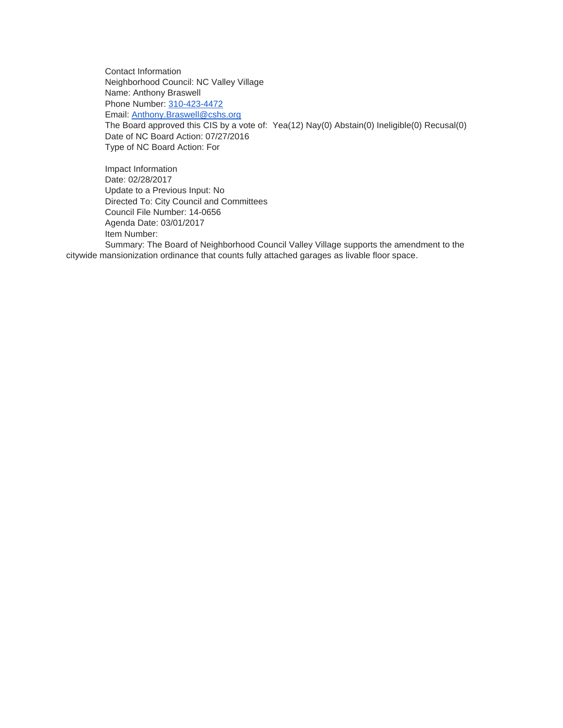Contact Information
Neighborhood Council: NC Valley Village
Name: Anthony Braswell
Phone Number: 310-423-4472
Email: Anthony.Braswell@cshs.org
The Board approved this CIS by a vote of: Yea(12) Nay(0) Abstain(0) Ineligible(0) Recusal(0)
Date of NC Board Action: 07/27/2016
Type of NC Board Action: For

Impact Information
Date: 02/28/2017
Update to a Previous Input: No
Directed To: City Council and Committees
Council File Number: 14-0656
Agenda Date: 03/01/2017
Item Number:
Summary: The Board of Neighborhood Council Valley Village supports the amendment to the citywide mansionization ordinance that counts fully attached garages as livable floor space.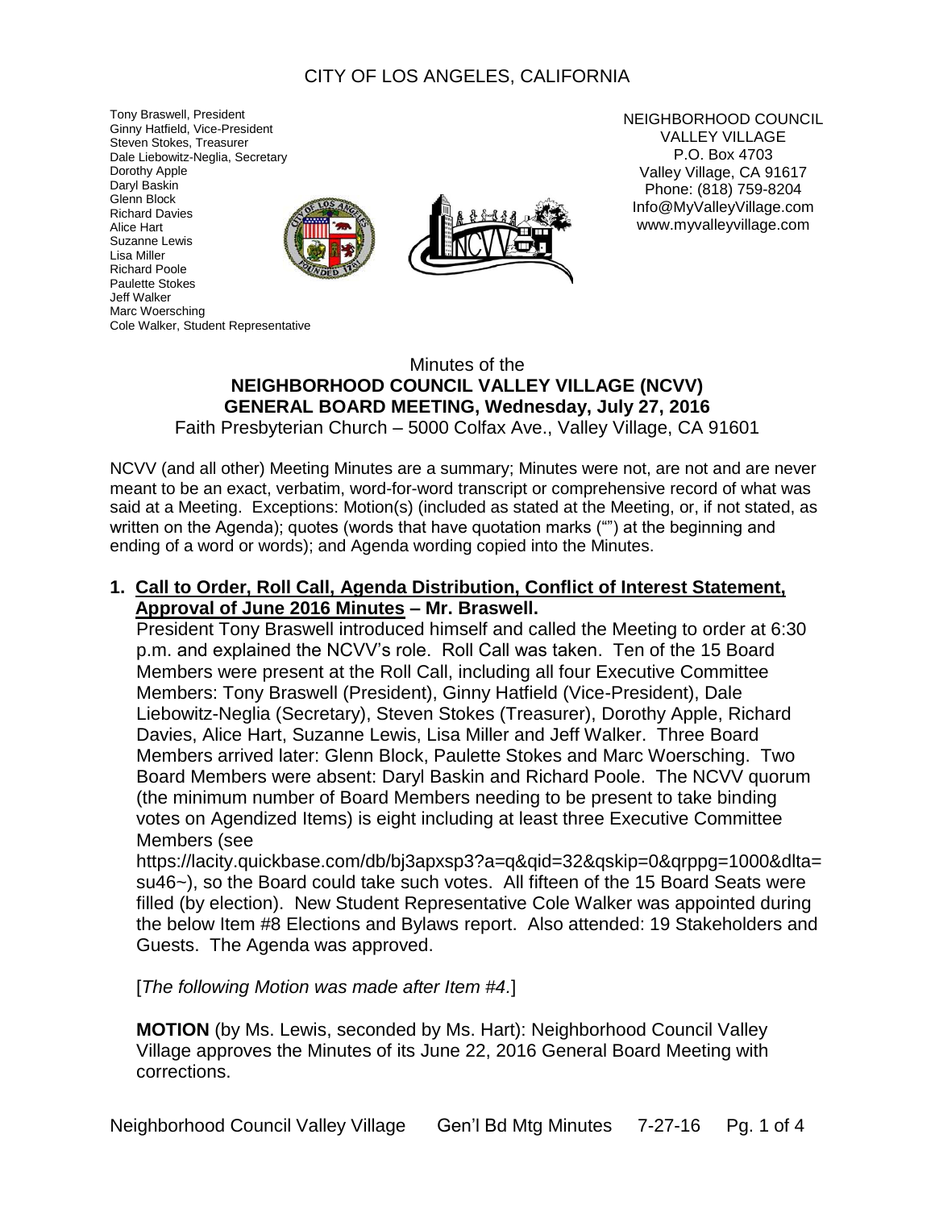CITY OF LOS ANGELES, CALIFORNIA

Tony Braswell, President
Ginny Hatfield, Vice-President
Steven Stokes, Treasurer
Dale Liebowitz-Neglia, Secretary
Dorothy Apple
Daryl Baskin
Glenn Block
Richard Davies
Alice Hart
Suzanne Lewis
Lisa Miller
Richard Poole
Paulette Stokes
Jeff Walker
Marc Woersching
Cole Walker, Student Representative

NEIGHBORHOOD COUNCIL
VALLEY VILLAGE
P.O. Box 4703
Valley Village, CA 91617
Phone: (818) 759-8204
Info@MyValleyVillage.com
www.myvalleyvillage.com

Minutes of the

## NEIGHBORHOOD COUNCIL VALLEY VILLAGE (NCVV) GENERAL BOARD MEETING, Wednesday, July 27, 2016

Faith Presbyterian Church – 5000 Colfax Ave., Valley Village, CA 91601

NCVV (and all other) Meeting Minutes are a summary; Minutes were not, are not and are never meant to be an exact, verbatim, word-for-word transcript or comprehensive record of what was said at a Meeting. Exceptions: Motion(s) (included as stated at the Meeting, or, if not stated, as written on the Agenda); quotes (words that have quotation marks ("") at the beginning and ending of a word or words); and Agenda wording copied into the Minutes.

### 1. Call to Order, Roll Call, Agenda Distribution, Conflict of Interest Statement, Approval of June 2016 Minutes – Mr. Braswell.

President Tony Braswell introduced himself and called the Meeting to order at 6:30 p.m. and explained the NCVV's role. Roll Call was taken. Ten of the 15 Board Members were present at the Roll Call, including all four Executive Committee Members: Tony Braswell (President), Ginny Hatfield (Vice-President), Dale Liebowitz-Neglia (Secretary), Steven Stokes (Treasurer), Dorothy Apple, Richard Davies, Alice Hart, Suzanne Lewis, Lisa Miller and Jeff Walker. Three Board Members arrived later: Glenn Block, Paulette Stokes and Marc Woersching. Two Board Members were absent: Daryl Baskin and Richard Poole. The NCVV quorum (the minimum number of Board Members needing to be present to take binding votes on Agendized Items) is eight including at least three Executive Committee Members (see https://lacity.quickbase.com/db/bj3apxsp3?a=q&qid=32&qskip=0&qrppg=1000&dlta=su46~), so the Board could take such votes. All fifteen of the 15 Board Seats were filled (by election). New Student Representative Cole Walker was appointed during the below Item #8 Elections and Bylaws report. Also attended: 19 Stakeholders and Guests. The Agenda was approved.

[*The following Motion was made after Item #4.*]

**MOTION** (by Ms. Lewis, seconded by Ms. Hart): Neighborhood Council Valley Village approves the Minutes of its June 22, 2016 General Board Meeting with corrections.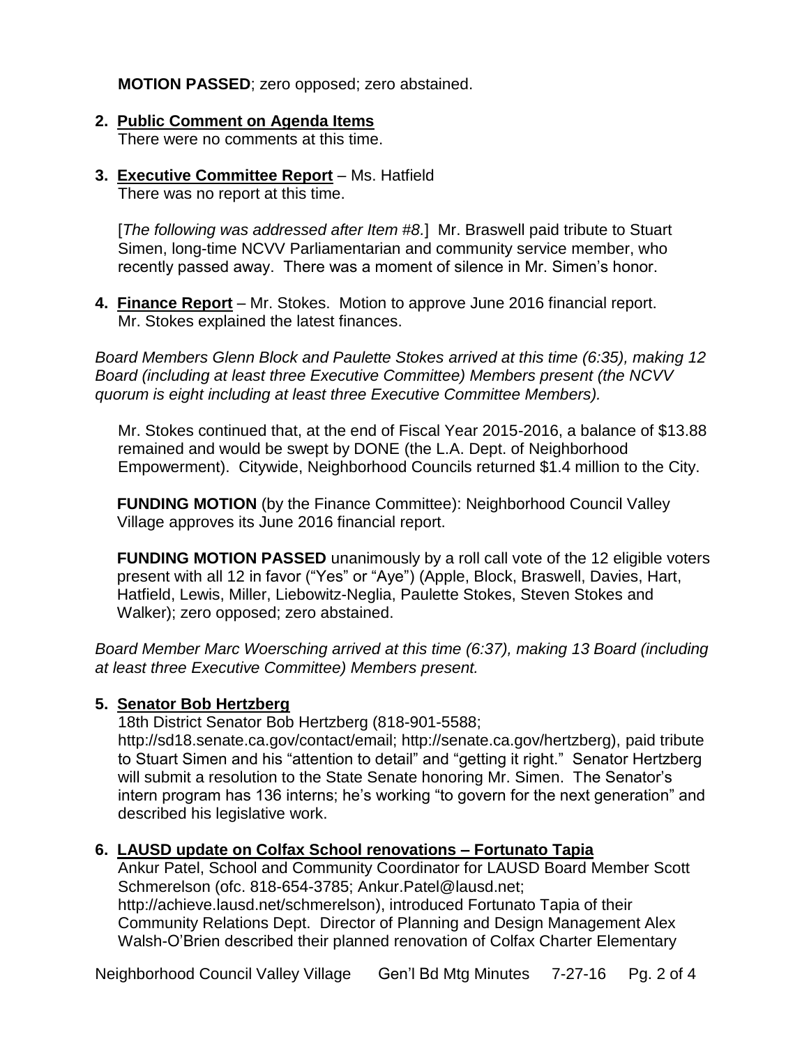**MOTION PASSED**; zero opposed; zero abstained.

2. **Public Comment on Agenda Items**
   There were no comments at this time.

3. **Executive Committee Report** – Ms. Hatfield
   There was no report at this time.

   [*The following was addressed after Item #8.*] Mr. Braswell paid tribute to Stuart Simen, long-time NCVV Parliamentarian and community service member, who recently passed away. There was a moment of silence in Mr. Simen's honor.

4. **Finance Report** – Mr. Stokes. Motion to approve June 2016 financial report. Mr. Stokes explained the latest finances.

*Board Members Glenn Block and Paulette Stokes arrived at this time (6:35), making 12 Board (including at least three Executive Committee) Members present (the NCVV quorum is eight including at least three Executive Committee Members).*

   Mr. Stokes continued that, at the end of Fiscal Year 2015-2016, a balance of $13.88 remained and would be swept by DONE (the L.A. Dept. of Neighborhood Empowerment). Citywide, Neighborhood Councils returned $1.4 million to the City.

   **FUNDING MOTION** (by the Finance Committee): Neighborhood Council Valley Village approves its June 2016 financial report.

   **FUNDING MOTION PASSED** unanimously by a roll call vote of the 12 eligible voters present with all 12 in favor ("Yes" or "Aye") (Apple, Block, Braswell, Davies, Hart, Hatfield, Lewis, Miller, Liebowitz-Neglia, Paulette Stokes, Steven Stokes and Walker); zero opposed; zero abstained.

*Board Member Marc Woersching arrived at this time (6:37), making 13 Board (including at least three Executive Committee) Members present.*

5. **Senator Bob Hertzberg**
   18th District Senator Bob Hertzberg (818-901-5588; http://sd18.senate.ca.gov/contact/email; http://senate.ca.gov/hertzberg), paid tribute to Stuart Simen and his "attention to detail" and "getting it right." Senator Hertzberg will submit a resolution to the State Senate honoring Mr. Simen. The Senator's intern program has 136 interns; he's working "to govern for the next generation" and described his legislative work.

6. **LAUSD update on Colfax School renovations – Fortunato Tapia**
   Ankur Patel, School and Community Coordinator for LAUSD Board Member Scott Schmerelson (ofc. 818-654-3785; Ankur.Patel@lausd.net; http://achieve.lausd.net/schmerelson), introduced Fortunato Tapia of their Community Relations Dept. Director of Planning and Design Management Alex Walsh-O'Brien described their planned renovation of Colfax Charter Elementary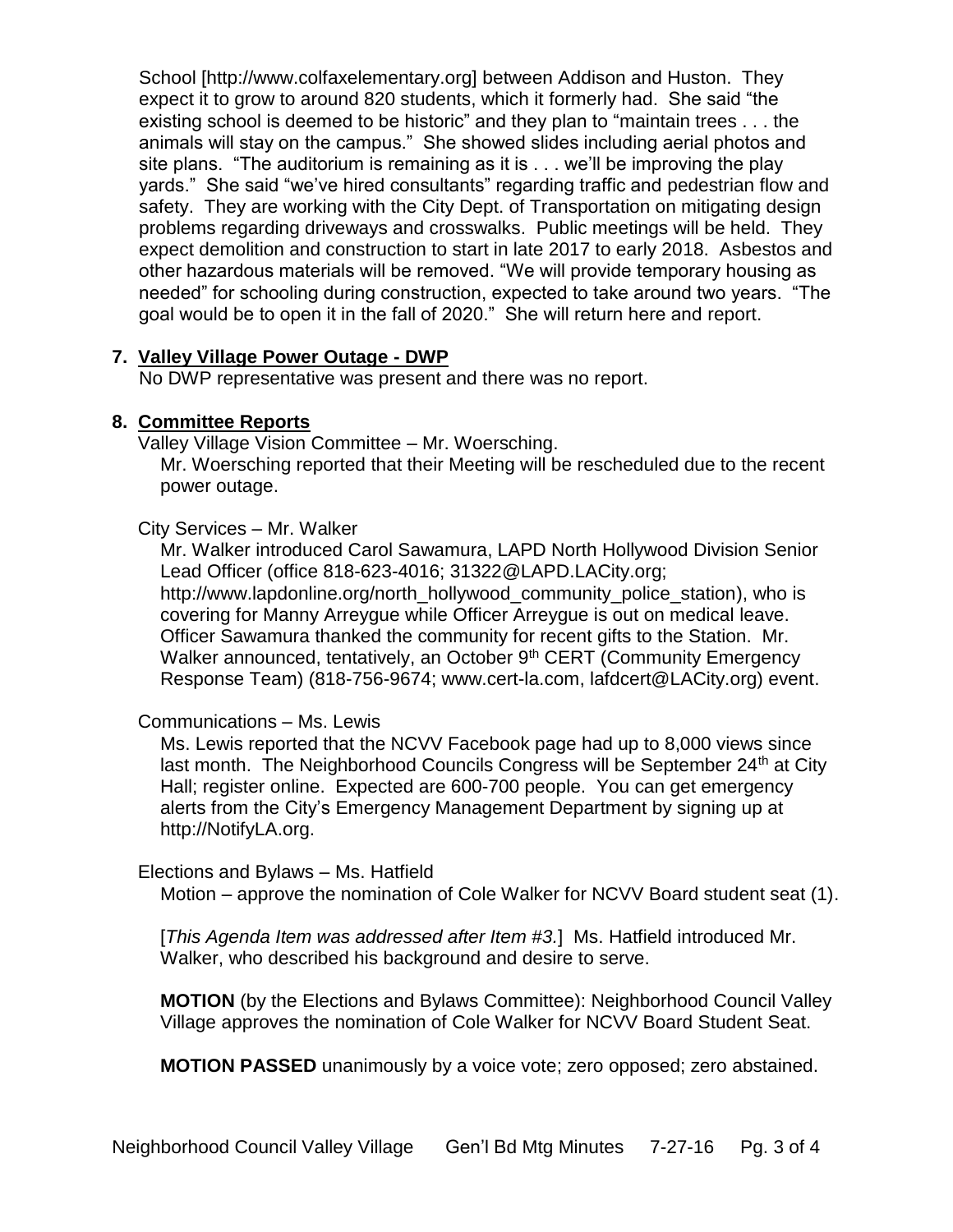School [http://www.colfaxelementary.org] between Addison and Huston. They expect it to grow to around 820 students, which it formerly had. She said "the existing school is deemed to be historic" and they plan to "maintain trees . . . the animals will stay on the campus." She showed slides including aerial photos and site plans. "The auditorium is remaining as it is . . . we'll be improving the play yards." She said "we've hired consultants" regarding traffic and pedestrian flow and safety. They are working with the City Dept. of Transportation on mitigating design problems regarding driveways and crosswalks. Public meetings will be held. They expect demolition and construction to start in late 2017 to early 2018. Asbestos and other hazardous materials will be removed. "We will provide temporary housing as needed" for schooling during construction, expected to take around two years. "The goal would be to open it in the fall of 2020." She will return here and report.

**7. Valley Village Power Outage - DWP**

No DWP representative was present and there was no report.

**8. Committee Reports**

Valley Village Vision Committee – Mr. Woersching.

Mr. Woersching reported that their Meeting will be rescheduled due to the recent power outage.

City Services – Mr. Walker

Mr. Walker introduced Carol Sawamura, LAPD North Hollywood Division Senior Lead Officer (office 818-623-4016; 31322@LAPD.LACity.org; http://www.lapdonline.org/north_hollywood_community_police_station), who is covering for Manny Arreygue while Officer Arreygue is out on medical leave. Officer Sawamura thanked the community for recent gifts to the Station. Mr. Walker announced, tentatively, an October 9th CERT (Community Emergency Response Team) (818-756-9674; www.cert-la.com, lafdcert@LACity.org) event.

Communications – Ms. Lewis

Ms. Lewis reported that the NCVV Facebook page had up to 8,000 views since last month. The Neighborhood Councils Congress will be September 24th at City Hall; register online. Expected are 600-700 people. You can get emergency alerts from the City's Emergency Management Department by signing up at http://NotifyLA.org.

Elections and Bylaws – Ms. Hatfield

Motion – approve the nomination of Cole Walker for NCVV Board student seat (1).

[*This Agenda Item was addressed after Item #3.*] Ms. Hatfield introduced Mr. Walker, who described his background and desire to serve.

**MOTION** (by the Elections and Bylaws Committee): Neighborhood Council Valley Village approves the nomination of Cole Walker for NCVV Board Student Seat.

**MOTION PASSED** unanimously by a voice vote; zero opposed; zero abstained.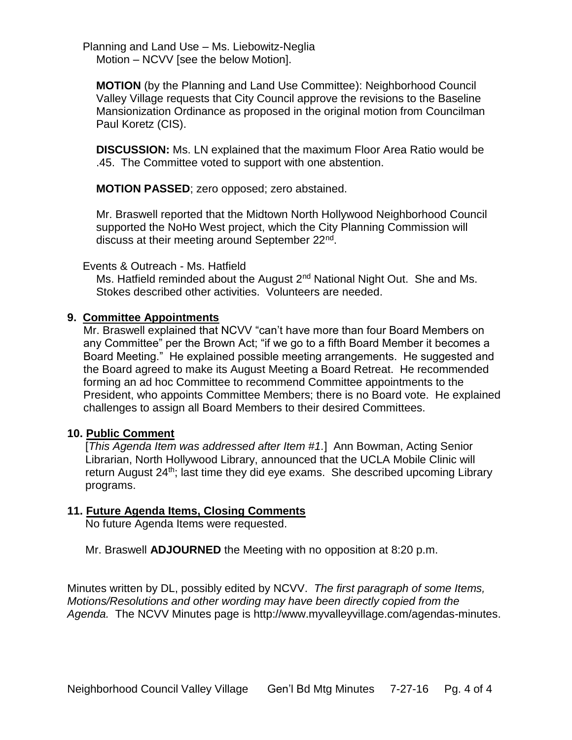Planning and Land Use – Ms. Liebowitz-Neglia
Motion – NCVV [see the below Motion].

**MOTION** (by the Planning and Land Use Committee): Neighborhood Council Valley Village requests that City Council approve the revisions to the Baseline Mansionization Ordinance as proposed in the original motion from Councilman Paul Koretz (CIS).

**DISCUSSION:** Ms. LN explained that the maximum Floor Area Ratio would be .45. The Committee voted to support with one abstention.

**MOTION PASSED**; zero opposed; zero abstained.

Mr. Braswell reported that the Midtown North Hollywood Neighborhood Council supported the NoHo West project, which the City Planning Commission will discuss at their meeting around September 22nd.

Events & Outreach - Ms. Hatfield
Ms. Hatfield reminded about the August 2nd National Night Out. She and Ms. Stokes described other activities. Volunteers are needed.

## 9. Committee Appointments

Mr. Braswell explained that NCVV "can't have more than four Board Members on any Committee" per the Brown Act; "if we go to a fifth Board Member it becomes a Board Meeting." He explained possible meeting arrangements. He suggested and the Board agreed to make its August Meeting a Board Retreat. He recommended forming an ad hoc Committee to recommend Committee appointments to the President, who appoints Committee Members; there is no Board vote. He explained challenges to assign all Board Members to their desired Committees.

## 10. Public Comment

[*This Agenda Item was addressed after Item #1.*] Ann Bowman, Acting Senior Librarian, North Hollywood Library, announced that the UCLA Mobile Clinic will return August 24th; last time they did eye exams. She described upcoming Library programs.

## 11. Future Agenda Items, Closing Comments

No future Agenda Items were requested.

Mr. Braswell **ADJOURNED** the Meeting with no opposition at 8:20 p.m.

Minutes written by DL, possibly edited by NCVV. *The first paragraph of some Items, Motions/Resolutions and other wording may have been directly copied from the Agenda.* The NCVV Minutes page is http://www.myvalleyvillage.com/agendas-minutes.